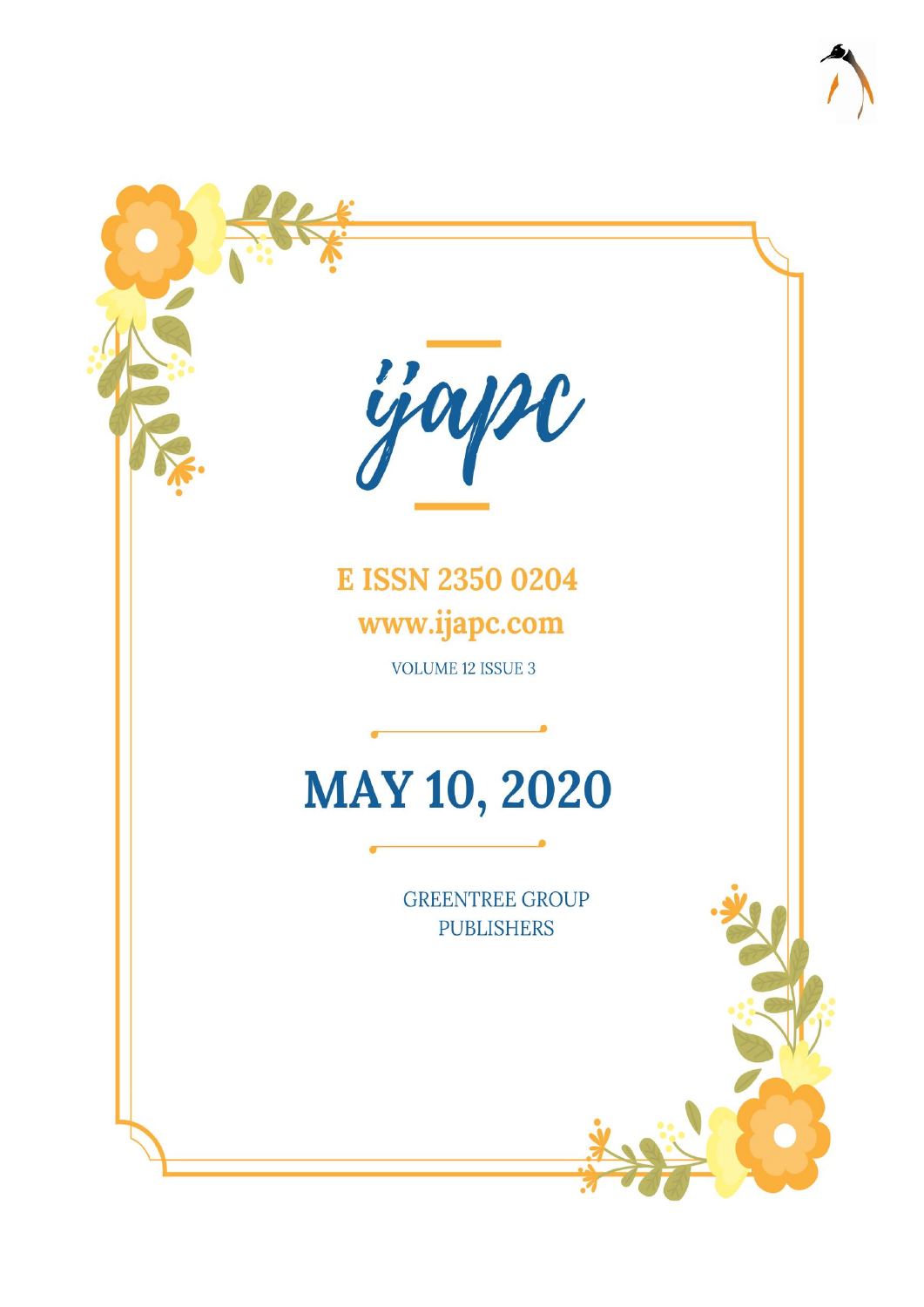# ijapc

**E ISSN 2350 0204**

**www.ijapc.com**

VOLUME 12 ISSUE 3

# MAY 10, 2020

GREENTREE GROUP PUBLISHERS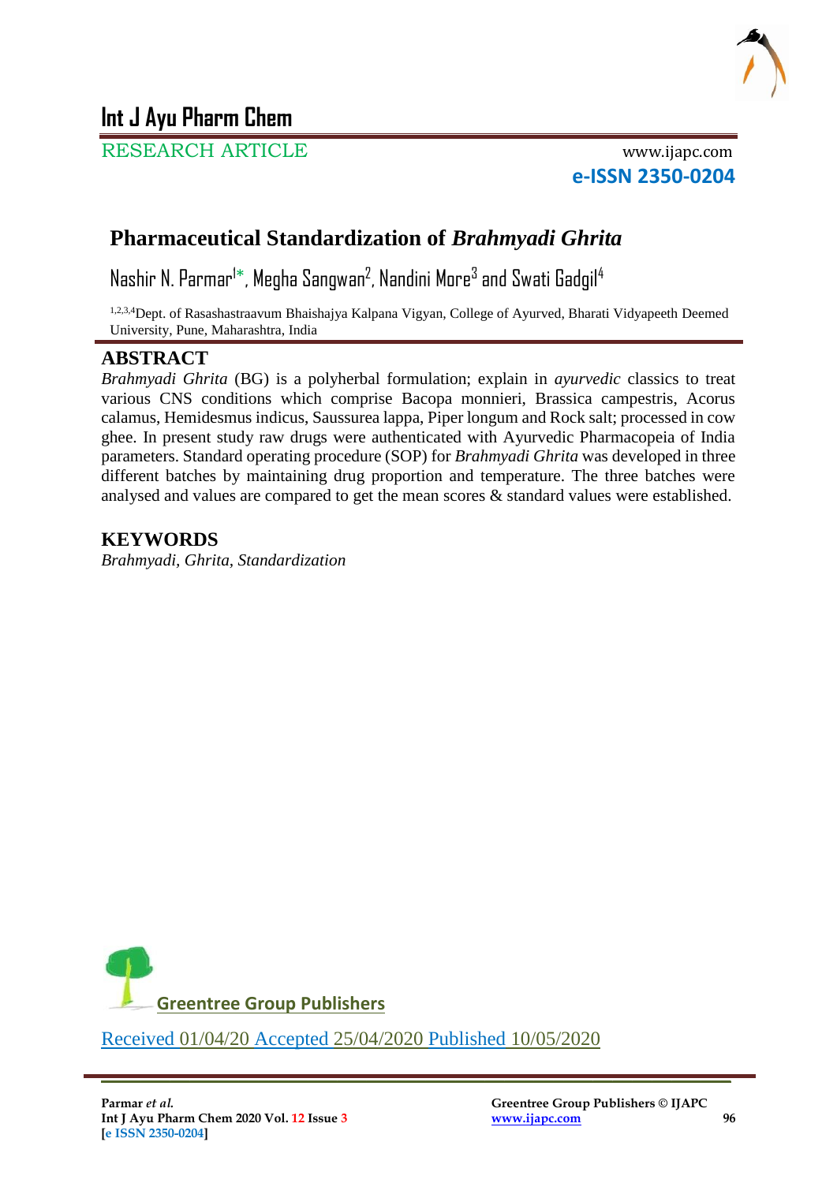# Int J Ayu Pharm Chem

RESEARCH ARTICLE

www.ijapc.com

**e-ISSN 2350-0204**

## Pharmaceutical Standardization of *Brahmyadi Ghrita*

Nashir N. Parmar[1]*, Megha Sangwan[2], Nandini More[3] and Swati Gadgil[4]

[1,2,3,4]Dept. of Rasashastraavum Bhaishajya Kalpana Vigyan, College of Ayurved, Bharati Vidyapeeth Deemed University, Pune, Maharashtra, India

## ABSTRACT

*Brahmyadi Ghrita* (BG) is a polyherbal formulation; explain in *ayurvedic* classics to treat various CNS conditions which comprise Bacopa monnieri, Brassica campestris, Acorus calamus, Hemidesmus indicus, Saussurea lappa, Piper longum and Rock salt; processed in cow ghee. In present study raw drugs were authenticated with Ayurvedic Pharmacopeia of India parameters. Standard operating procedure (SOP) for *Brahmyadi Ghrita* was developed in three different batches by maintaining drug proportion and temperature. The three batches were analysed and values are compared to get the mean scores & standard values were established.

## KEYWORDS

*Brahmyadi, Ghrita, Standardization*

Greentree Group Publishers

Received 01/04/20 Accepted 25/04/2020 Published 10/05/2020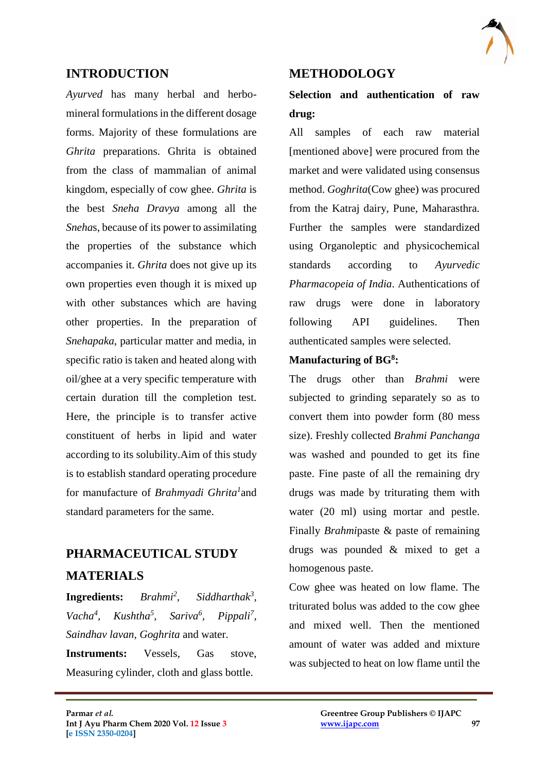## INTRODUCTION

*Ayurved* has many herbal and herbo-mineral formulations in the different dosage forms. Majority of these formulations are *Ghrita* preparations. Ghrita is obtained from the class of mammalian of animal kingdom, especially of cow ghee. *Ghrita* is the best *Sneha Dravya* among all the *Sneha*s, because of its power to assimilating the properties of the substance which accompanies it. *Ghrita* does not give up its own properties even though it is mixed up with other substances which are having other properties. In the preparation of *Snehapaka*, particular matter and media, in specific ratio is taken and heated along with oil/ghee at a very specific temperature with certain duration till the completion test. Here, the principle is to transfer active constituent of herbs in lipid and water according to its solubility.Aim of this study is to establish standard operating procedure for manufacture of *Brahmyadi Ghrita*[1]and standard parameters for the same.

## PHARMACEUTICAL STUDY

## MATERIALS

**Ingredients:** *Brahmi*[2], *Siddharthak*[3], *Vacha*[4], *Kushtha*[5], *Sariva*[6], *Pippali*[7], *Saindhav lavan*, *Goghrita* and water.

**Instruments:** Vessels, Gas stove, Measuring cylinder, cloth and glass bottle.

## METHODOLOGY

**Selection and authentication of raw drug:**

All samples of each raw material [mentioned above] were procured from the market and were validated using consensus method. *Goghrita*(Cow ghee) was procured from the Katraj dairy, Pune, Maharasthra. Further the samples were standardized using Organoleptic and physicochemical standards according to *Ayurvedic Pharmacopeia of India*. Authentications of raw drugs were done in laboratory following API guidelines. Then authenticated samples were selected.

**Manufacturing of BG[8]:**

The drugs other than *Brahmi* were subjected to grinding separately so as to convert them into powder form (80 mess size). Freshly collected *Brahmi Panchanga* was washed and pounded to get its fine paste. Fine paste of all the remaining dry drugs was made by triturating them with water (20 ml) using mortar and pestle. Finally *Brahmi*paste & paste of remaining drugs was pounded & mixed to get a homogenous paste.

Cow ghee was heated on low flame. The triturated bolus was added to the cow ghee and mixed well. Then the mentioned amount of water was added and mixture was subjected to heat on low flame until the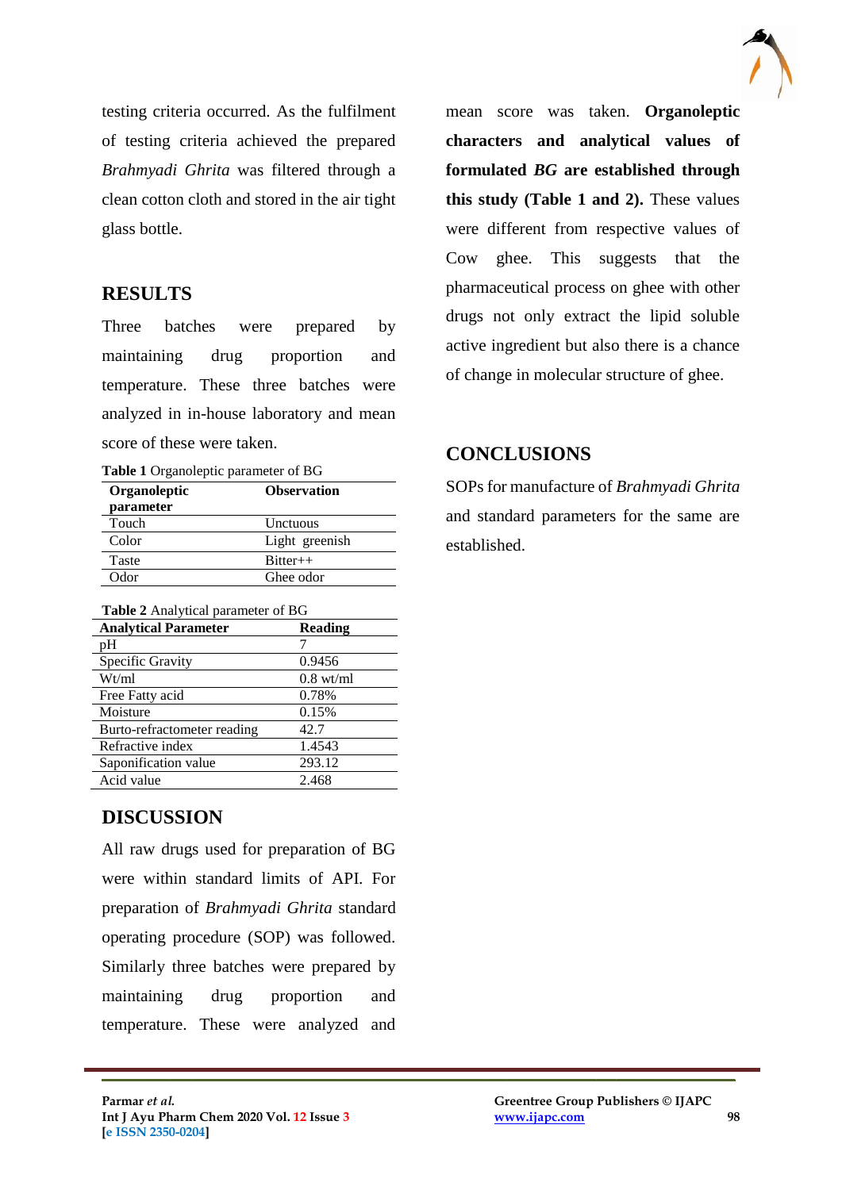testing criteria occurred. As the fulfilment of testing criteria achieved the prepared *Brahmyadi Ghrita* was filtered through a clean cotton cloth and stored in the air tight glass bottle.

## RESULTS

Three batches were prepared by maintaining drug proportion and temperature. These three batches were analyzed in in-house laboratory and mean score of these were taken.

**Table 1** Organoleptic parameter of BG

| Organoleptic parameter | Observation |
|---|---|
| Touch | Unctuous |
| Color | Light greenish |
| Taste | Bitter++ |
| Odor | Ghee odor |

**Table 2** Analytical parameter of BG

| Analytical Parameter | Reading |
|---|---|
| pH | 7 |
| Specific Gravity | 0.9456 |
| Wt/ml | 0.8 wt/ml |
| Free Fatty acid | 0.78% |
| Moisture | 0.15% |
| Burto-refractometer reading | 42.7 |
| Refractive index | 1.4543 |
| Saponification value | 293.12 |
| Acid value | 2.468 |

## DISCUSSION

All raw drugs used for preparation of BG were within standard limits of API. For preparation of *Brahmyadi Ghrita* standard operating procedure (SOP) was followed. Similarly three batches were prepared by maintaining drug proportion and temperature. These were analyzed and mean score was taken. **Organoleptic characters and analytical values of formulated *BG* are established through this study (Table 1 and 2).** These values were different from respective values of Cow ghee. This suggests that the pharmaceutical process on ghee with other drugs not only extract the lipid soluble active ingredient but also there is a chance of change in molecular structure of ghee.

## CONCLUSIONS

SOPs for manufacture of *Brahmyadi Ghrita* and standard parameters for the same are established.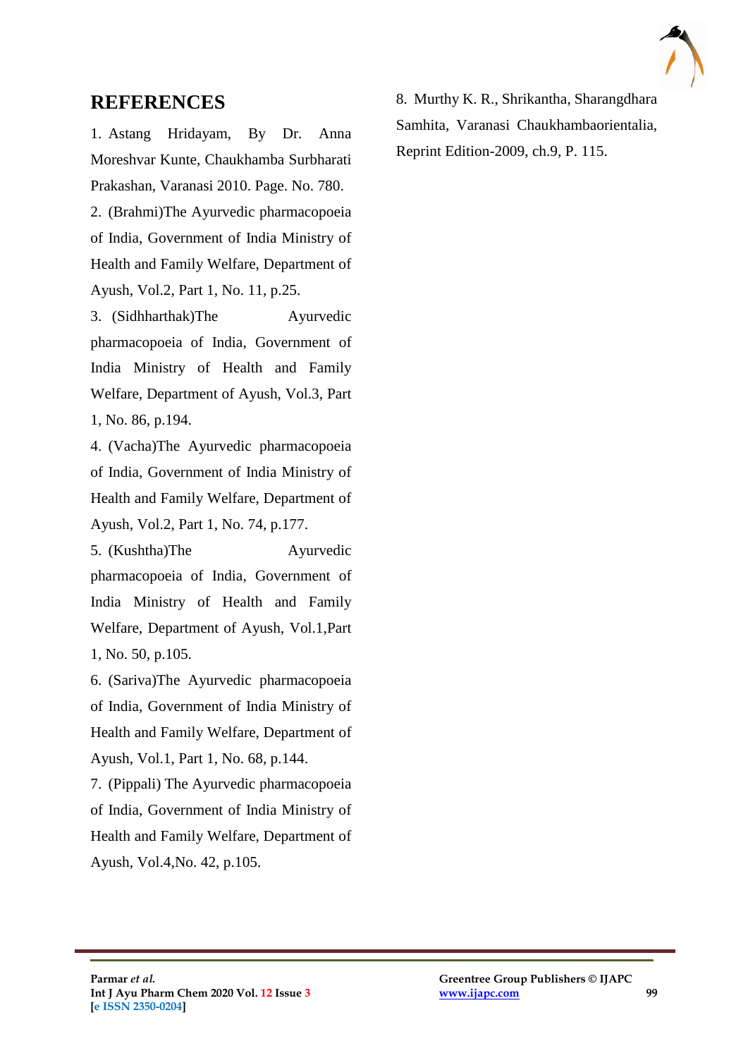## REFERENCES

1. Astang Hridayam, By Dr. Anna Moreshvar Kunte, Chaukhamba Surbharati Prakashan, Varanasi 2010. Page. No. 780.
2. (Brahmi)The Ayurvedic pharmacopoeia of India, Government of India Ministry of Health and Family Welfare, Department of Ayush, Vol.2, Part 1, No. 11, p.25.
3. (Sidhharthak)The Ayurvedic pharmacopoeia of India, Government of India Ministry of Health and Family Welfare, Department of Ayush, Vol.3, Part 1, No. 86, p.194.
4. (Vacha)The Ayurvedic pharmacopoeia of India, Government of India Ministry of Health and Family Welfare, Department of Ayush, Vol.2, Part 1, No. 74, p.177.
5. (Kushtha)The Ayurvedic pharmacopoeia of India, Government of India Ministry of Health and Family Welfare, Department of Ayush, Vol.1,Part 1, No. 50, p.105.
6. (Sariva)The Ayurvedic pharmacopoeia of India, Government of India Ministry of Health and Family Welfare, Department of Ayush, Vol.1, Part 1, No. 68, p.144.
7. (Pippali) The Ayurvedic pharmacopoeia of India, Government of India Ministry of Health and Family Welfare, Department of Ayush, Vol.4,No. 42, p.105.
8. Murthy K. R., Shrikantha, Sharangdhara Samhita, Varanasi Chaukhambaorientalia, Reprint Edition-2009, ch.9, P. 115.